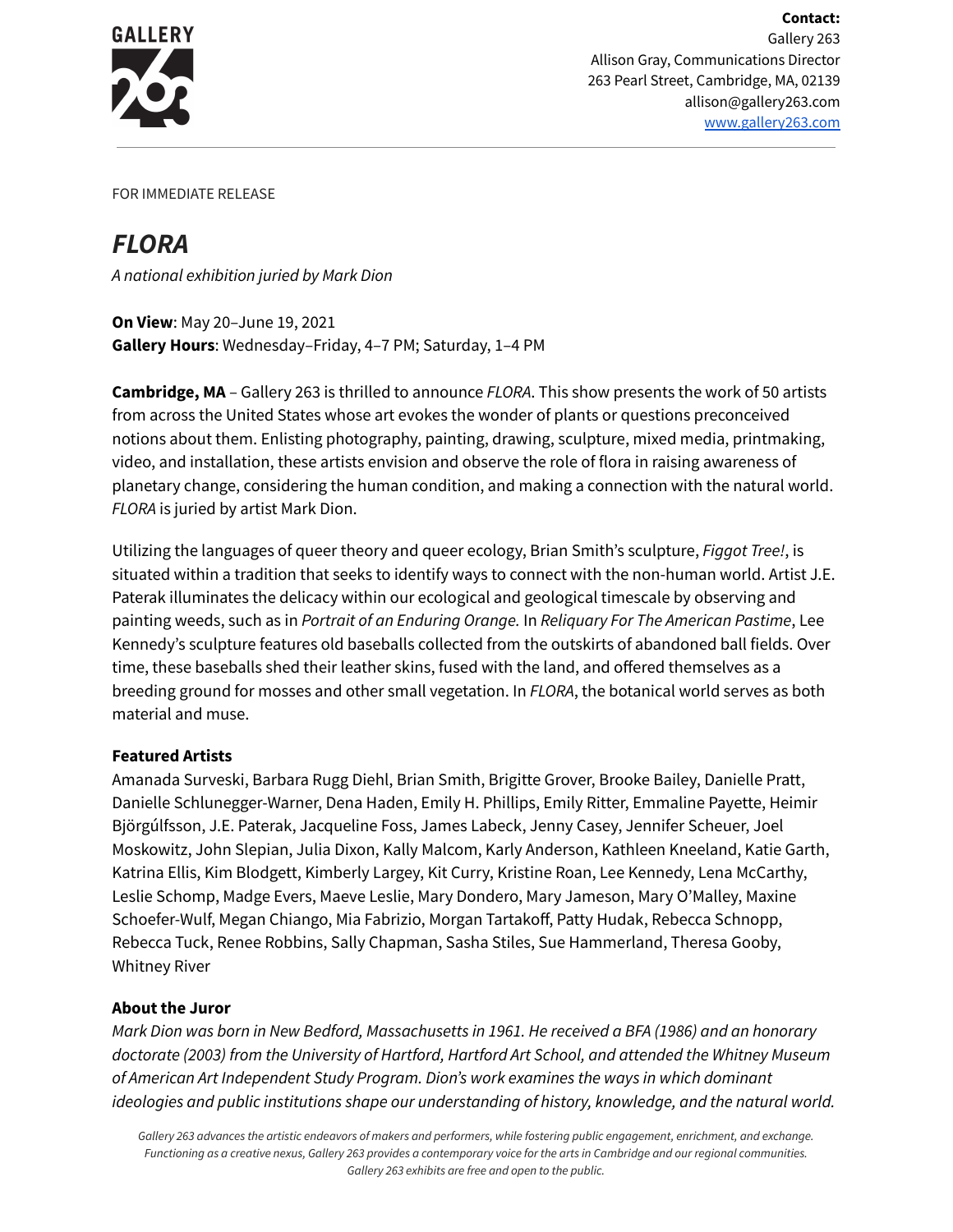GALLERY 263

**Contact:**
Gallery 263
Allison Gray, Communications Director
263 Pearl Street, Cambridge, MA, 02139
allison@gallery263.com
www.gallery263.com

---

FOR IMMEDIATE RELEASE

# *FLORA*

*A national exhibition juried by Mark Dion*

**On View**: May 20–June 19, 2021
**Gallery Hours**: Wednesday–Friday, 4–7 PM; Saturday, 1–4 PM

**Cambridge, MA** – Gallery 263 is thrilled to announce *FLORA*. This show presents the work of 50 artists from across the United States whose art evokes the wonder of plants or questions preconceived notions about them. Enlisting photography, painting, drawing, sculpture, mixed media, printmaking, video, and installation, these artists envision and observe the role of flora in raising awareness of planetary change, considering the human condition, and making a connection with the natural world. *FLORA* is juried by artist Mark Dion.

Utilizing the languages of queer theory and queer ecology, Brian Smith's sculpture, *Figgot Tree!*, is situated within a tradition that seeks to identify ways to connect with the non-human world. Artist J.E. Paterak illuminates the delicacy within our ecological and geological timescale by observing and painting weeds, such as in *Portrait of an Enduring Orange.* In *Reliquary For The American Pastime*, Lee Kennedy's sculpture features old baseballs collected from the outskirts of abandoned ball fields. Over time, these baseballs shed their leather skins, fused with the land, and offered themselves as a breeding ground for mosses and other small vegetation. In *FLORA*, the botanical world serves as both material and muse.

**Featured Artists**
Amanada Surveski, Barbara Rugg Diehl, Brian Smith, Brigitte Grover, Brooke Bailey, Danielle Pratt, Danielle Schlunegger-Warner, Dena Haden, Emily H. Phillips, Emily Ritter, Emmaline Payette, Heimir Björgúlfsson, J.E. Paterak, Jacqueline Foss, James Labeck, Jenny Casey, Jennifer Scheuer, Joel Moskowitz, John Slepian, Julia Dixon, Kally Malcom, Karly Anderson, Kathleen Kneeland, Katie Garth, Katrina Ellis, Kim Blodgett, Kimberly Largey, Kit Curry, Kristine Roan, Lee Kennedy, Lena McCarthy, Leslie Schomp, Madge Evers, Maeve Leslie, Mary Dondero, Mary Jameson, Mary O'Malley, Maxine Schoefer-Wulf, Megan Chiango, Mia Fabrizio, Morgan Tartakoff, Patty Hudak, Rebecca Schnopp, Rebecca Tuck, Renee Robbins, Sally Chapman, Sasha Stiles, Sue Hammerland, Theresa Gooby, Whitney River

**About the Juror**
*Mark Dion was born in New Bedford, Massachusetts in 1961. He received a BFA (1986) and an honorary doctorate (2003) from the University of Hartford, Hartford Art School, and attended the Whitney Museum of American Art Independent Study Program. Dion's work examines the ways in which dominant ideologies and public institutions shape our understanding of history, knowledge, and the natural world.*

*Gallery 263 advances the artistic endeavors of makers and performers, while fostering public engagement, enrichment, and exchange. Functioning as a creative nexus, Gallery 263 provides a contemporary voice for the arts in Cambridge and our regional communities. Gallery 263 exhibits are free and open to the public.*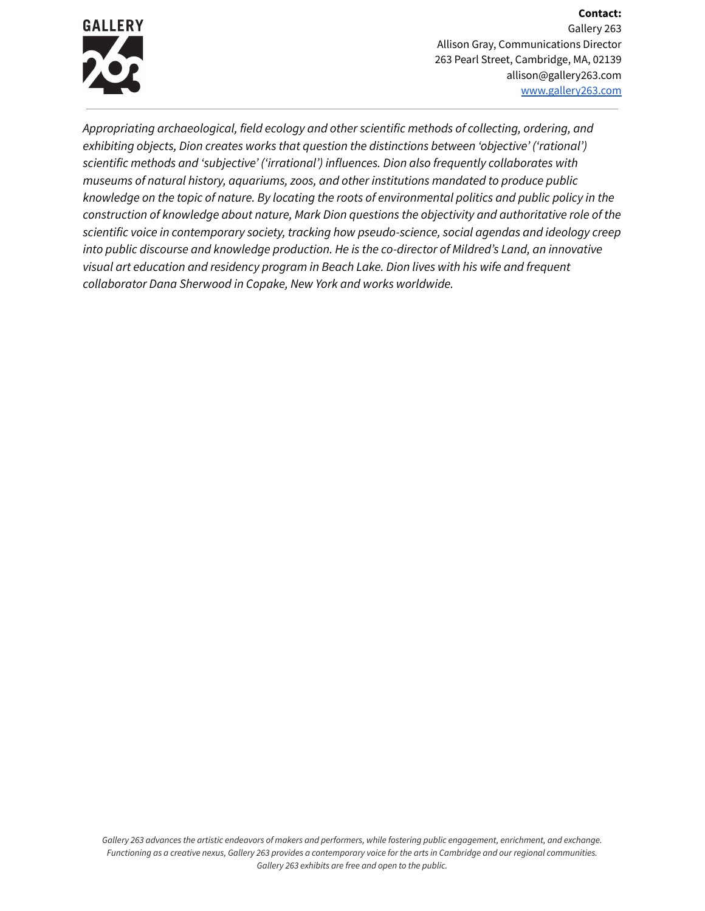GALLERY 263

**Contact:**
Gallery 263
Allison Gray, Communications Director
263 Pearl Street, Cambridge, MA, 02139
allison@gallery263.com
[www.gallery263.com](http://www.gallery263.com)

---

*Appropriating archaeological, field ecology and other scientific methods of collecting, ordering, and exhibiting objects, Dion creates works that question the distinctions between 'objective' ('rational') scientific methods and 'subjective' ('irrational') influences. Dion also frequently collaborates with museums of natural history, aquariums, zoos, and other institutions mandated to produce public knowledge on the topic of nature. By locating the roots of environmental politics and public policy in the construction of knowledge about nature, Mark Dion questions the objectivity and authoritative role of the scientific voice in contemporary society, tracking how pseudo-science, social agendas and ideology creep into public discourse and knowledge production. He is the co-director of Mildred's Land, an innovative visual art education and residency program in Beach Lake. Dion lives with his wife and frequent collaborator Dana Sherwood in Copake, New York and works worldwide.*

*Gallery 263 advances the artistic endeavors of makers and performers, while fostering public engagement, enrichment, and exchange. Functioning as a creative nexus, Gallery 263 provides a contemporary voice for the arts in Cambridge and our regional communities. Gallery 263 exhibits are free and open to the public.*